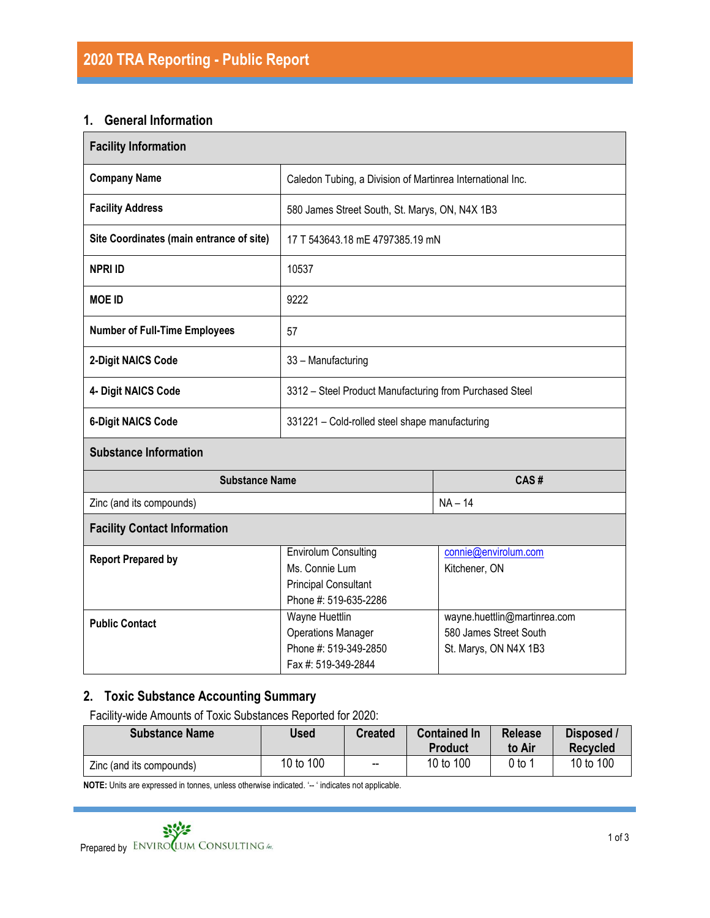# 2020 TRA Reporting - Public Report

## 1. General Information

| Facility Information | |
|---|---|
| **Company Name** | Caledon Tubing, a Division of Martinrea International Inc. |
| **Facility Address** | 580 James Street South, St. Marys, ON, N4X 1B3 |
| **Site Coordinates (main entrance of site)** | 17 T 543643.18 mE 4797385.19 mN |
| **NPRI ID** | 10537 |
| **MOE ID** | 9222 |
| **Number of Full-Time Employees** | 57 |
| **2-Digit NAICS Code** | 33 – Manufacturing |
| **4- Digit NAICS Code** | 3312 – Steel Product Manufacturing from Purchased Steel |
| **6-Digit NAICS Code** | 331221 – Cold-rolled steel shape manufacturing |

**Substance Information**

| Substance Name | CAS # |
|---|---|
| Zinc (and its compounds) | NA – 14 |

**Facility Contact Information**

| | | |
|---|---|---|
| **Report Prepared by** | Envirolum Consulting<br>Ms. Connie Lum<br>Principal Consultant<br>Phone #: 519-635-2286 | connie@envirolum.com<br>Kitchener, ON |
| **Public Contact** | Wayne Huettlin<br>Operations Manager<br>Phone #: 519-349-2850<br>Fax #: 519-349-2844 | wayne.huettlin@martinrea.com<br>580 James Street South<br>St. Marys, ON N4X 1B3 |

## 2. Toxic Substance Accounting Summary

Facility-wide Amounts of Toxic Substances Reported for 2020:

| Substance Name | Used | Created | Contained In Product | Release to Air | Disposed / Recycled |
|---|---|---|---|---|---|
| Zinc (and its compounds) | 10 to 100 | -- | 10 to 100 | 0 to 1 | 10 to 100 |

**NOTE:** Units are expressed in tonnes, unless otherwise indicated. '-- ' indicates not applicable.

Prepared by ENVIROLUM CONSULTING Inc.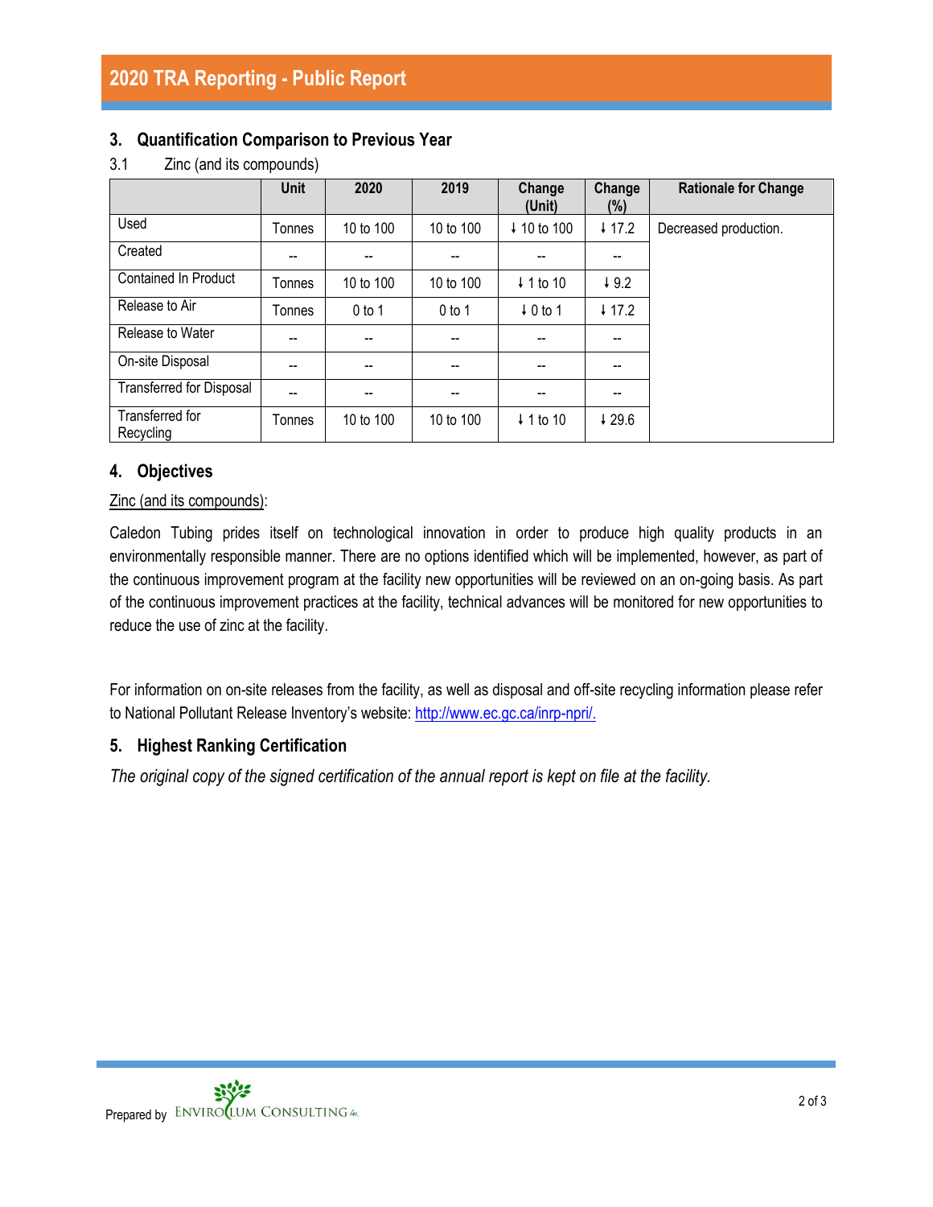## 3. Quantification Comparison to Previous Year

3.1 Zinc (and its compounds)

|  | Unit | 2020 | 2019 | Change (Unit) | Change (%) | Rationale for Change |
|---|---|---|---|---|---|---|
| Used | Tonnes | 10 to 100 | 10 to 100 | ↓ 10 to 100 | ↓ 17.2 | Decreased production. |
| Created | -- | -- | -- | -- | -- |  |
| Contained In Product | Tonnes | 10 to 100 | 10 to 100 | ↓ 1 to 10 | ↓ 9.2 |  |
| Release to Air | Tonnes | 0 to 1 | 0 to 1 | ↓ 0 to 1 | ↓ 17.2 |  |
| Release to Water | -- | -- | -- | -- | -- |  |
| On-site Disposal | -- | -- | -- | -- | -- |  |
| Transferred for Disposal | -- | -- | -- | -- | -- |  |
| Transferred for Recycling | Tonnes | 10 to 100 | 10 to 100 | ↓ 1 to 10 | ↓ 29.6 |  |

## 4. Objectives

Zinc (and its compounds):

Caledon Tubing prides itself on technological innovation in order to produce high quality products in an environmentally responsible manner. There are no options identified which will be implemented, however, as part of the continuous improvement program at the facility new opportunities will be reviewed on an on-going basis. As part of the continuous improvement practices at the facility, technical advances will be monitored for new opportunities to reduce the use of zinc at the facility.

For information on on-site releases from the facility, as well as disposal and off-site recycling information please refer to National Pollutant Release Inventory's website: http://www.ec.gc.ca/inrp-npri/.

## 5. Highest Ranking Certification

*The original copy of the signed certification of the annual report is kept on file at the facility.*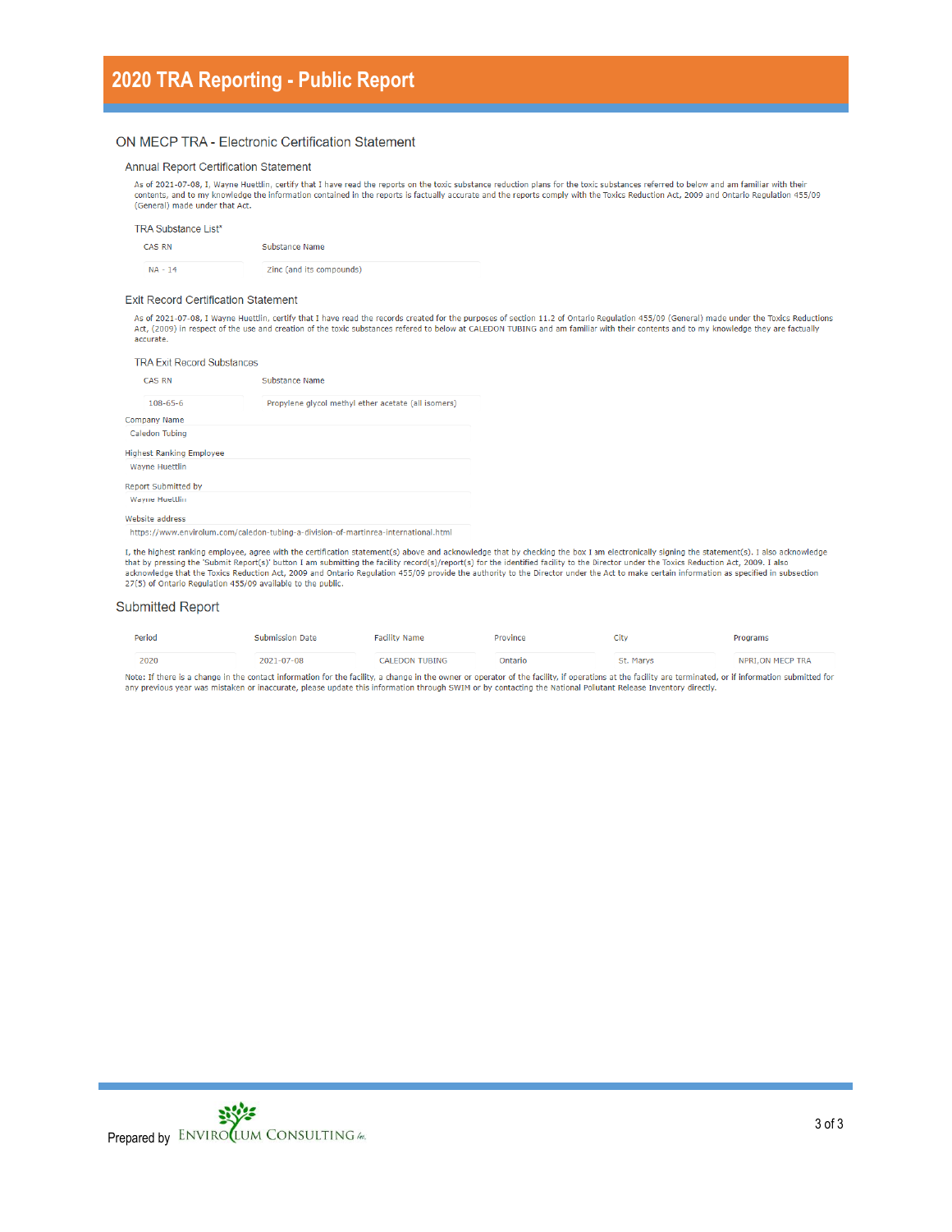# 2020 TRA Reporting - Public Report

## ON MECP TRA - Electronic Certification Statement

### Annual Report Certification Statement

As of 2021-07-08, I, Wayne Huettlin, certify that I have read the reports on the toxic substance reduction plans for the toxic substances referred to below and am familiar with their contents, and to my knowledge the information contained in the reports is factually accurate and the reports comply with the Toxics Reduction Act, 2009 and Ontario Regulation 455/09 (General) made under that Act.

TRA Substance List*

| CAS RN | Substance Name |
|---|---|
| NA - 14 | Zinc (and its compounds) |

### Exit Record Certification Statement

As of 2021-07-08, I Wayne Huettlin, certify that I have read the records created for the purposes of section 11.2 of Ontario Regulation 455/09 (General) made under the Toxics Reductions Act, (2009) in respect of the use and creation of the toxic substances refered to below at CALEDON TUBING and am familiar with their contents and to my knowledge they are factually accurate.

TRA Exit Record Substances

| CAS RN | Substance Name |
|---|---|
| 108-65-6 | Propylene glycol methyl ether acetate (all isomers) |

Company Name
Caledon Tubing

Highest Ranking Employee
Wayne Huettlin

Report Submitted by
Wayne Huettlin

Website address
https://www.envirolum.com/caledon-tubing-a-division-of-martinrea-international.html

I, the highest ranking employee, agree with the certification statement(s) above and acknowledge that by checking the box I am electronically signing the statement(s). I also acknowledge that by pressing the 'Submit Report(s)' button I am submitting the facility record(s)/report(s) for the identified facility to the Director under the Toxics Reduction Act, 2009. I also acknowledge that the Toxics Reduction Act, 2009 and Ontario Regulation 455/09 provide the authority to the Director under the Act to make certain information as specified in subsection 27(5) of Ontario Regulation 455/09 available to the public.

## Submitted Report

| Period | Submission Date | Facility Name | Province | City | Programs |
|---|---|---|---|---|---|
| 2020 | 2021-07-08 | CALEDON TUBING | Ontario | St. Marys | NPRI,ON MECP TRA |

Note: If there is a change in the contact information for the facility, a change in the owner or operator of the facility, if operations at the facility are terminated, or if information submitted for any previous year was mistaken or inaccurate, please update this information through SWIM or by contacting the National Pollutant Release Inventory directly.

Prepared by ENVIROLUM CONSULTING Inc.